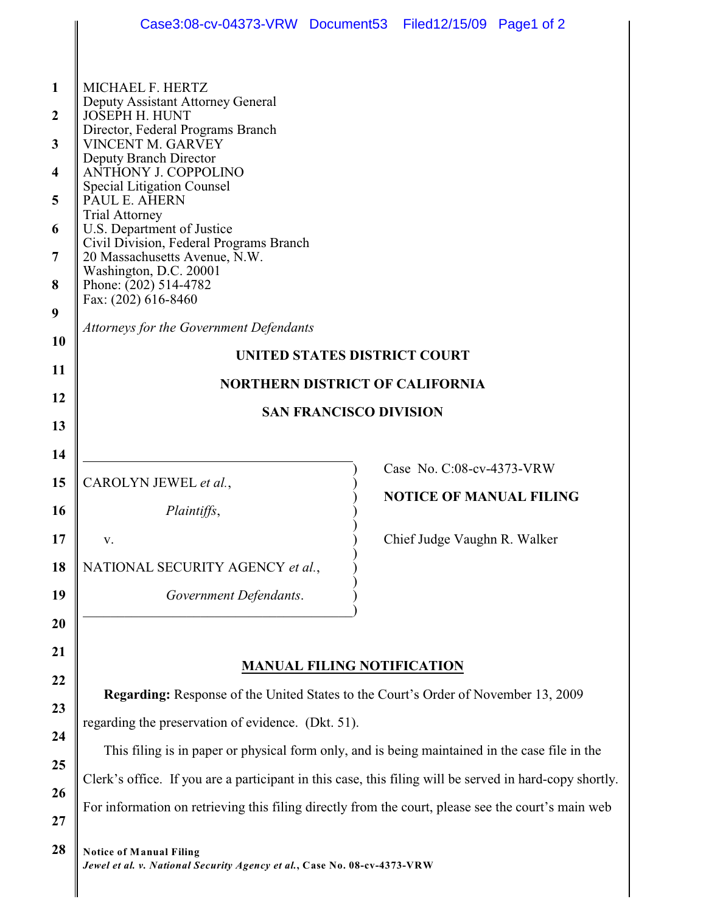MICHAEL F. HERTZ
Deputy Assistant Attorney General
JOSEPH H. HUNT
Director, Federal Programs Branch
VINCENT M. GARVEY
Deputy Branch Director
ANTHONY J. COPPOLINO
Special Litigation Counsel
PAUL E. AHERN
Trial Attorney
U.S. Department of Justice
Civil Division, Federal Programs Branch
20 Massachusetts Avenue, N.W.
Washington, D.C. 20001
Phone: (202) 514-4782
Fax: (202) 616-8460

*Attorneys for the Government Defendants*

**UNITED STATES DISTRICT COURT**

**NORTHERN DISTRICT OF CALIFORNIA**

**SAN FRANCISCO DIVISION**

| | |
|---|---|
| CAROLYN JEWEL *et al.*, *Plaintiffs*, v. NATIONAL SECURITY AGENCY *et al.*, *Government Defendants*. | Case No. C:08-cv-4373-VRW **NOTICE OF MANUAL FILING** Chief Judge Vaughn R. Walker |

**MANUAL FILING NOTIFICATION**

**Regarding:** Response of the United States to the Court's Order of November 13, 2009 regarding the preservation of evidence. (Dkt. 51).

This filing is in paper or physical form only, and is being maintained in the case file in the Clerk's office. If you are a participant in this case, this filing will be served in hard-copy shortly. For information on retrieving this filing directly from the court, please see the court's main web

**Notice of Manual Filing**
***Jewel et al. v. National Security Agency et al.*, Case No. 08-cv-4373-VRW**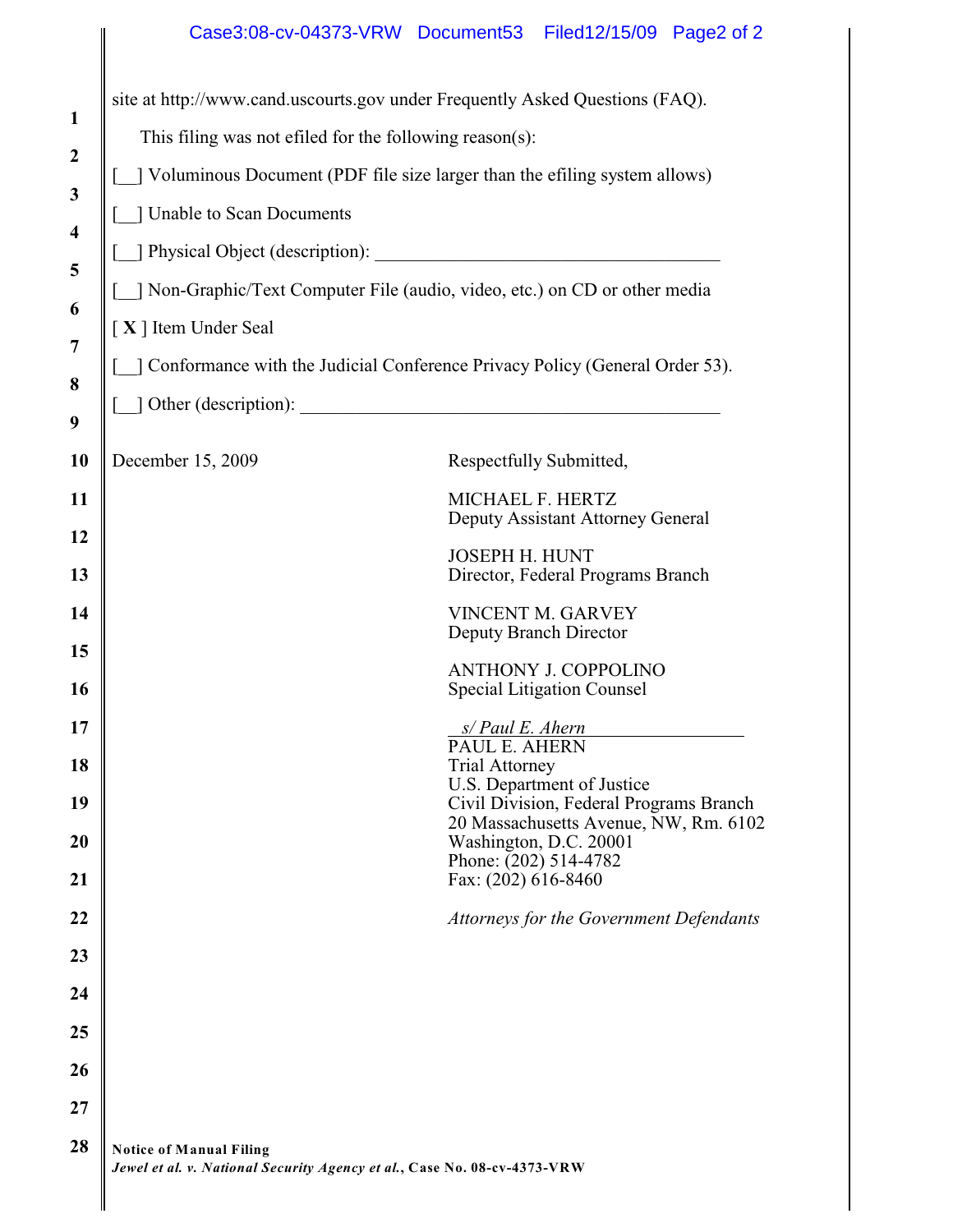site at http://www.cand.uscourts.gov under Frequently Asked Questions (FAQ).

This filing was not efiled for the following reason(s):

[__] Voluminous Document (PDF file size larger than the efiling system allows)

[__] Unable to Scan Documents

[__] Physical Object (description): _________________________________

[__] Non-Graphic/Text Computer File (audio, video, etc.) on CD or other media

[ **X** ] Item Under Seal

[__] Conformance with the Judicial Conference Privacy Policy (General Order 53).

[__] Other (description): _____________________________________________

December 15, 2009

Respectfully Submitted,

MICHAEL F. HERTZ
Deputy Assistant Attorney General

JOSEPH H. HUNT
Director, Federal Programs Branch

VINCENT M. GARVEY
Deputy Branch Director

ANTHONY J. COPPOLINO
Special Litigation Counsel

*s/ Paul E. Ahern*
PAUL E. AHERN
Trial Attorney
U.S. Department of Justice
Civil Division, Federal Programs Branch
20 Massachusetts Avenue, NW, Rm. 6102
Washington, D.C. 20001
Phone: (202) 514-4782
Fax: (202) 616-8460

*Attorneys for the Government Defendants*

**Notice of Manual Filing**
***Jewel et al. v. National Security Agency et al.*, Case No. 08-cv-4373-VRW**